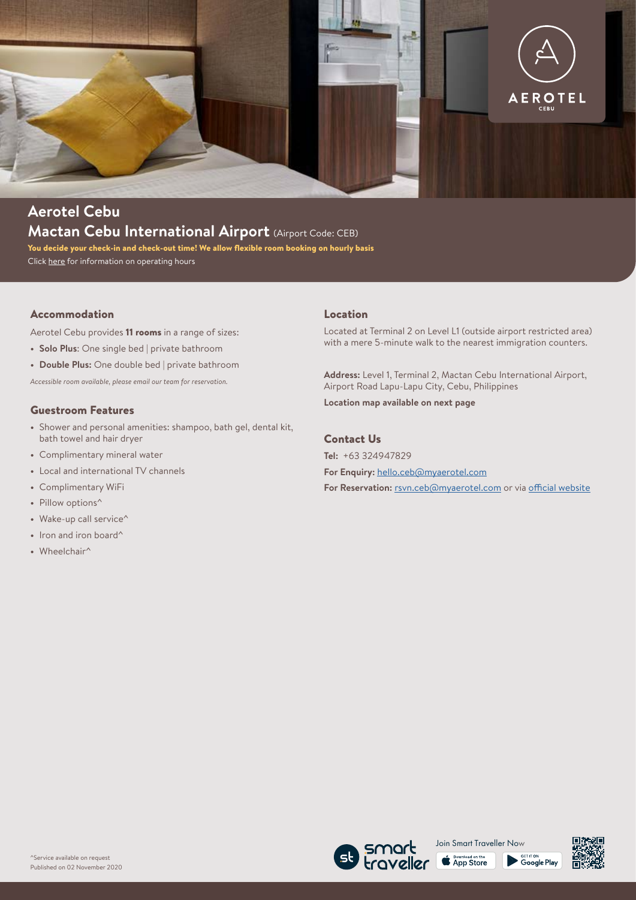# Aerotel Cebu

## Mactan Cebu International Airport (Airport Code: CEB)

**You decide your check-in and check-out time! We allow flexible room booking on hourly basis**

Click here for information on operating hours

### Accommodation

Aerotel Cebu provides **11 rooms** in a range of sizes:

- **Solo Plus**: One single bed | private bathroom
- **Double Plus:** One double bed | private bathroom

*Accessible room available, please email our team for reservation.*

### Guestroom Features

- Shower and personal amenities: shampoo, bath gel, dental kit, bath towel and hair dryer
- Complimentary mineral water
- Local and international TV channels
- Complimentary WiFi
- Pillow options^
- Wake-up call service^
- Iron and iron board^
- Wheelchair^

### Location

Located at Terminal 2 on Level L1 (outside airport restricted area) with a mere 5-minute walk to the nearest immigration counters.

**Address:** Level 1, Terminal 2, Mactan Cebu International Airport, Airport Road Lapu-Lapu City, Cebu, Philippines

**Location map available on next page**

### Contact Us

**Tel:** +63 324947829

**For Enquiry:** hello.ceb@myaerotel.com

**For Reservation:** rsvn.ceb@myaerotel.com or via official website

^Service available on request

Published on 02 November 2020

Join Smart Traveller Now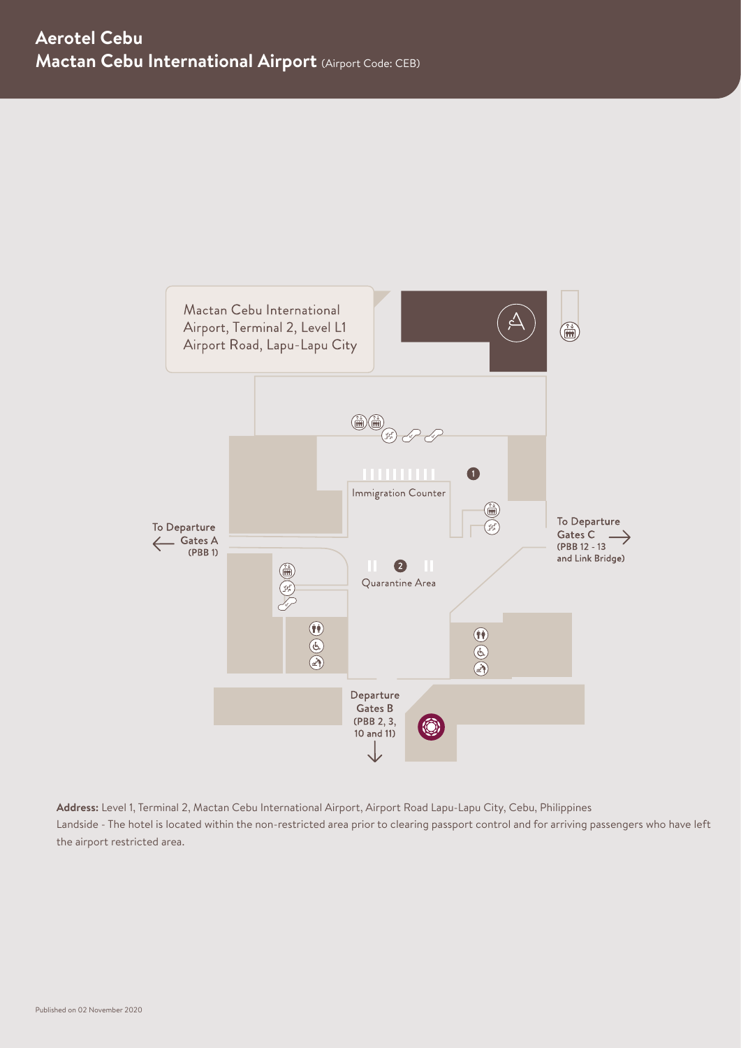# Aerotel Cebu
## Mactan Cebu International Airport (Airport Code: CEB)

Mactan Cebu International Airport, Terminal 2, Level L1
Airport Road, Lapu-Lapu City

Immigration Counter

Quarantine Area

To Departure Gates A (PBB 1)

To Departure Gates C (PBB 12 - 13 and Link Bridge)

Departure Gates B (PBB 2, 3, 10 and 11)

**Address:** Level 1, Terminal 2, Mactan Cebu International Airport, Airport Road Lapu-Lapu City, Cebu, Philippines
Landside - The hotel is located within the non-restricted area prior to clearing passport control and for arriving passengers who have left the airport restricted area.

Published on 02 November 2020